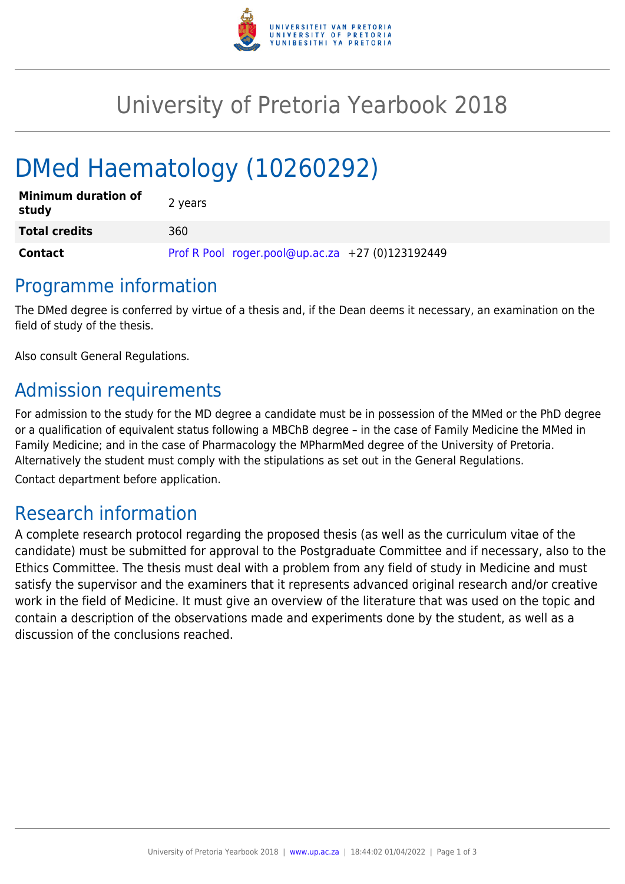# University of Pretoria Yearbook 2018

# DMed Haematology (10260292)

| | |
|---|---|
| **Minimum duration of study** | 2 years |
| **Total credits** | 360 |
| **Contact** | Prof R Pool roger.pool@up.ac.za +27 (0)123192449 |

## Programme information

The DMed degree is conferred by virtue of a thesis and, if the Dean deems it necessary, an examination on the field of study of the thesis.

Also consult General Regulations.

## Admission requirements

For admission to the study for the MD degree a candidate must be in possession of the MMed or the PhD degree or a qualification of equivalent status following a MBChB degree – in the case of Family Medicine the MMed in Family Medicine; and in the case of Pharmacology the MPharmMed degree of the University of Pretoria. Alternatively the student must comply with the stipulations as set out in the General Regulations.

Contact department before application.

## Research information

A complete research protocol regarding the proposed thesis (as well as the curriculum vitae of the candidate) must be submitted for approval to the Postgraduate Committee and if necessary, also to the Ethics Committee. The thesis must deal with a problem from any field of study in Medicine and must satisfy the supervisor and the examiners that it represents advanced original research and/or creative work in the field of Medicine. It must give an overview of the literature that was used on the topic and contain a description of the observations made and experiments done by the student, as well as a discussion of the conclusions reached.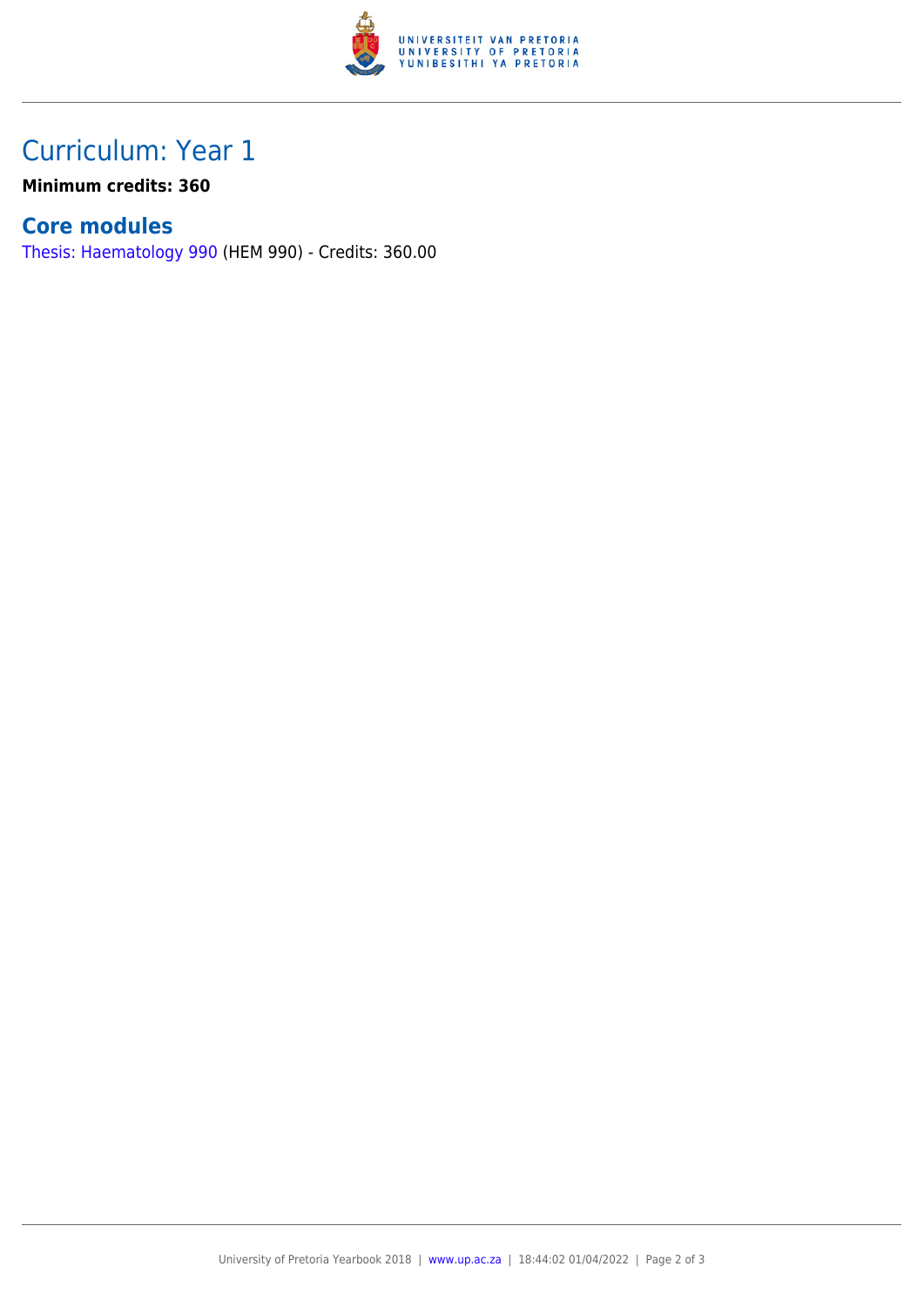# Curriculum: Year 1

**Minimum credits: 360**

## Core modules

Thesis: Haematology 990 (HEM 990) - Credits: 360.00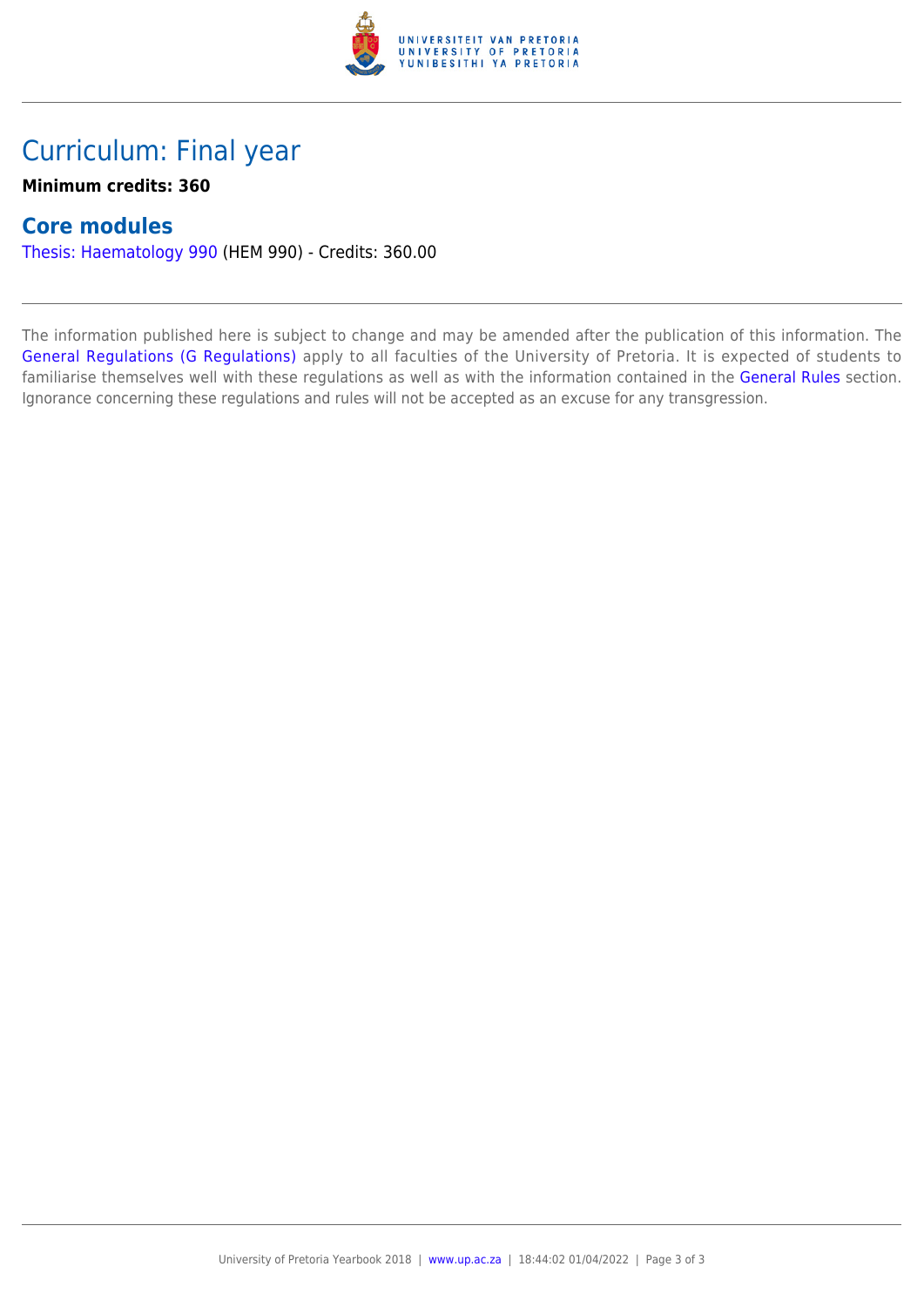## Curriculum: Final year

**Minimum credits: 360**

### Core modules

Thesis: Haematology 990 (HEM 990) - Credits: 360.00

The information published here is subject to change and may be amended after the publication of this information. The General Regulations (G Regulations) apply to all faculties of the University of Pretoria. It is expected of students to familiarise themselves well with these regulations as well as with the information contained in the General Rules section. Ignorance concerning these regulations and rules will not be accepted as an excuse for any transgression.